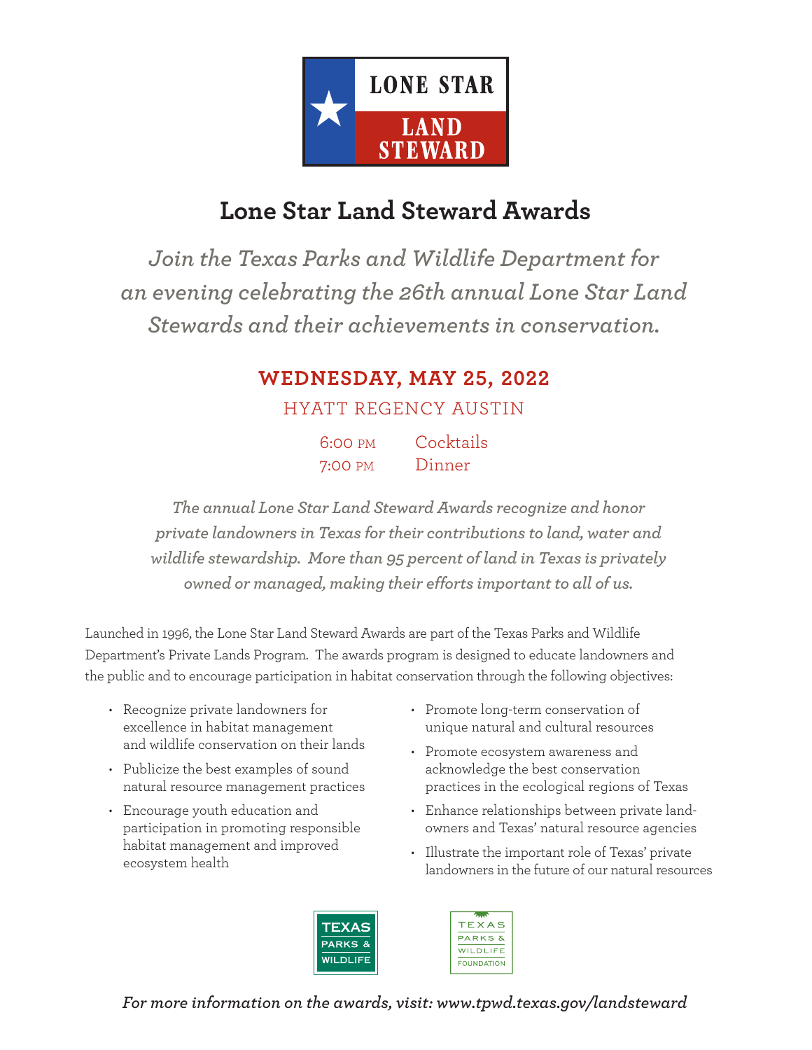LONE STAR LAND STEWARD

# Lone Star Land Steward Awards

*Join the Texas Parks and Wildlife Department for an evening celebrating the 26th annual Lone Star Land Stewards and their achievements in conservation.*

## WEDNESDAY, MAY 25, 2022

HYATT REGENCY AUSTIN

| | |
|---|---|
| 6:00 PM | Cocktails |
| 7:00 PM | Dinner |

*The annual Lone Star Land Steward Awards recognize and honor private landowners in Texas for their contributions to land, water and wildlife stewardship. More than 95 percent of land in Texas is privately owned or managed, making their efforts important to all of us.*

Launched in 1996, the Lone Star Land Steward Awards are part of the Texas Parks and Wildlife Department's Private Lands Program. The awards program is designed to educate landowners and the public and to encourage participation in habitat conservation through the following objectives:

- Recognize private landowners for excellence in habitat management and wildlife conservation on their lands
- Publicize the best examples of sound natural resource management practices
- Encourage youth education and participation in promoting responsible habitat management and improved ecosystem health
- Promote long-term conservation of unique natural and cultural resources
- Promote ecosystem awareness and acknowledge the best conservation practices in the ecological regions of Texas
- Enhance relationships between private landowners and Texas' natural resource agencies
- Illustrate the important role of Texas' private landowners in the future of our natural resources

TEXAS PARKS & WILDLIFE

TEXAS PARKS & WILDLIFE FOUNDATION

*For more information on the awards, visit: www.tpwd.texas.gov/landsteward*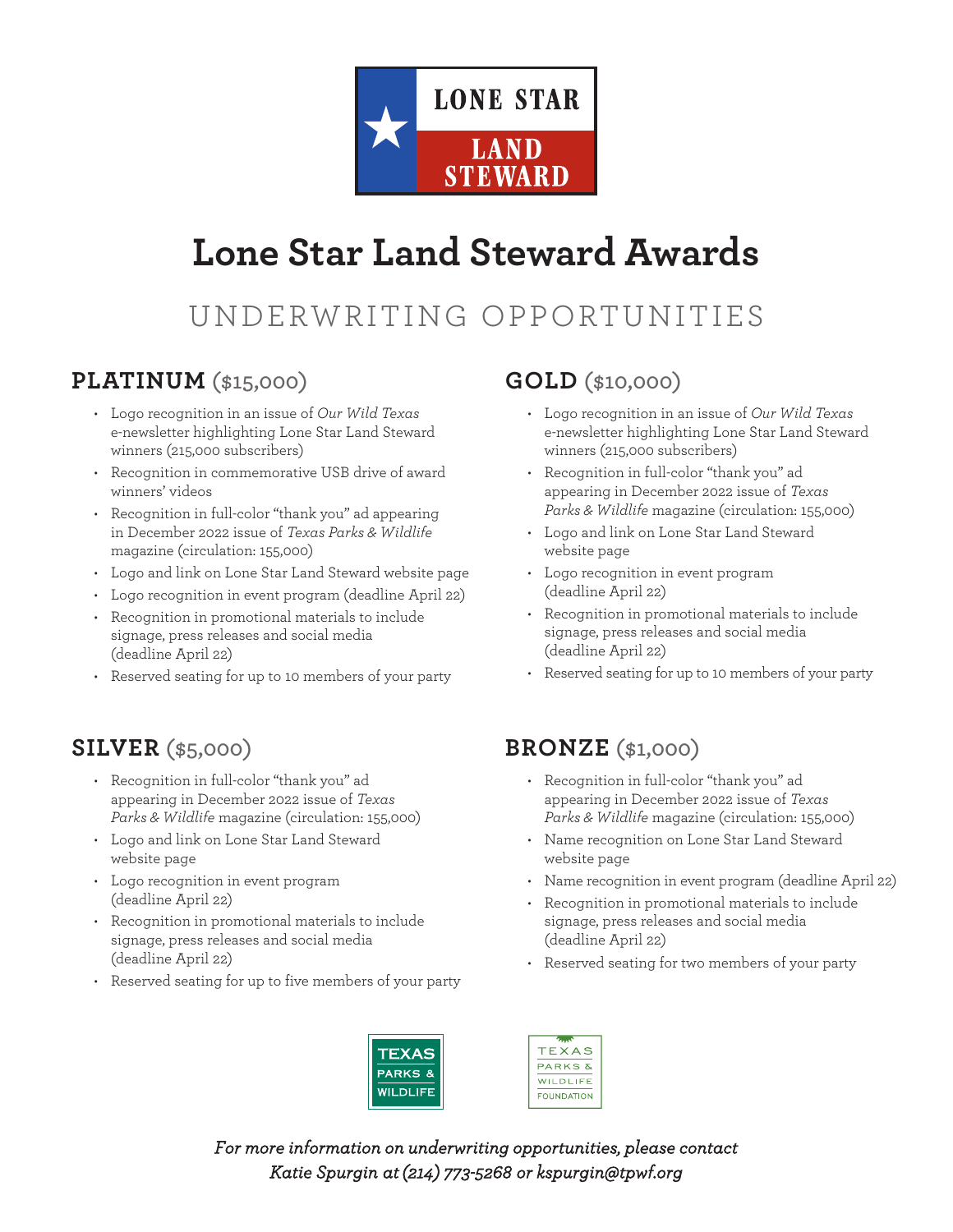# Lone Star Land Steward Awards

## UNDERWRITING OPPORTUNITIES

### PLATINUM ($15,000)

- Logo recognition in an issue of *Our Wild Texas* e-newsletter highlighting Lone Star Land Steward winners (215,000 subscribers)
- Recognition in commemorative USB drive of award winners' videos
- Recognition in full-color "thank you" ad appearing in December 2022 issue of *Texas Parks & Wildlife* magazine (circulation: 155,000)
- Logo and link on Lone Star Land Steward website page
- Logo recognition in event program (deadline April 22)
- Recognition in promotional materials to include signage, press releases and social media (deadline April 22)
- Reserved seating for up to 10 members of your party

### GOLD ($10,000)

- Logo recognition in an issue of *Our Wild Texas* e-newsletter highlighting Lone Star Land Steward winners (215,000 subscribers)
- Recognition in full-color "thank you" ad appearing in December 2022 issue of *Texas Parks & Wildlife* magazine (circulation: 155,000)
- Logo and link on Lone Star Land Steward website page
- Logo recognition in event program (deadline April 22)
- Recognition in promotional materials to include signage, press releases and social media (deadline April 22)
- Reserved seating for up to 10 members of your party

### SILVER ($5,000)

- Recognition in full-color "thank you" ad appearing in December 2022 issue of *Texas Parks & Wildlife* magazine (circulation: 155,000)
- Logo and link on Lone Star Land Steward website page
- Logo recognition in event program (deadline April 22)
- Recognition in promotional materials to include signage, press releases and social media (deadline April 22)
- Reserved seating for up to five members of your party

### BRONZE ($1,000)

- Recognition in full-color "thank you" ad appearing in December 2022 issue of *Texas Parks & Wildlife* magazine (circulation: 155,000)
- Name recognition on Lone Star Land Steward website page
- Name recognition in event program (deadline April 22)
- Recognition in promotional materials to include signage, press releases and social media (deadline April 22)
- Reserved seating for two members of your party

*For more information on underwriting opportunities, please contact Katie Spurgin at (214) 773-5268 or kspurgin@tpwf.org*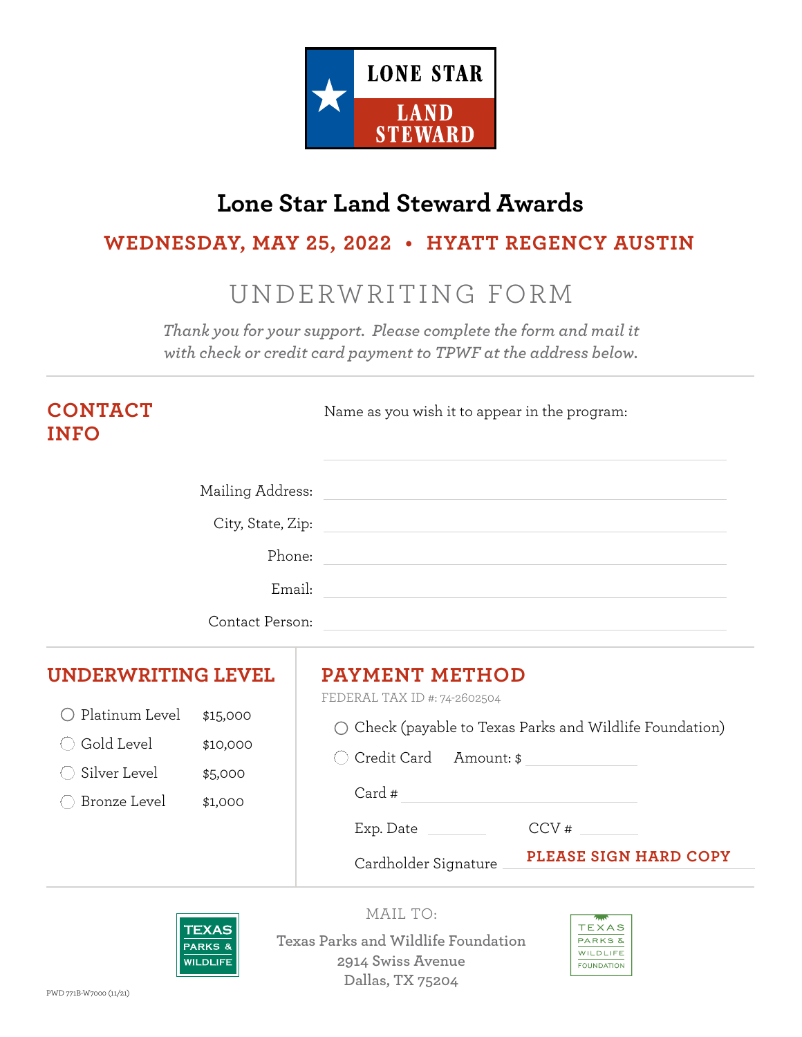LONE STAR LAND STEWARD

# Lone Star Land Steward Awards

## WEDNESDAY, MAY 25, 2022 • HYATT REGENCY AUSTIN

## UNDERWRITING FORM

*Thank you for your support. Please complete the form and mail it with check or credit card payment to TPWF at the address below.*

### CONTACT INFO

Name as you wish it to appear in the program: ______________________

Mailing Address: ______________________

City, State, Zip: ______________________

Phone: ______________________

Email: ______________________

Contact Person: ______________________

### UNDERWRITING LEVEL

- ◯ Platinum Level $15,000
- ◯ Gold Level $10,000
- ◯ Silver Level $5,000
- ◯ Bronze Level $1,000

### PAYMENT METHOD

FEDERAL TAX ID #: 74-2602504

- ◯ Check (payable to Texas Parks and Wildlife Foundation)
- ◯ Credit Card Amount: $ __________

Card # ______________________

Exp. Date __________ CCV # __________

Cardholder Signature **PLEASE SIGN HARD COPY**

TEXAS PARKS & WILDLIFE

MAIL TO:

Texas Parks and Wildlife Foundation
2914 Swiss Avenue
Dallas, TX 75204

TEXAS PARKS & WILDLIFE FOUNDATION

PWD 771B-W7000 (11/21)